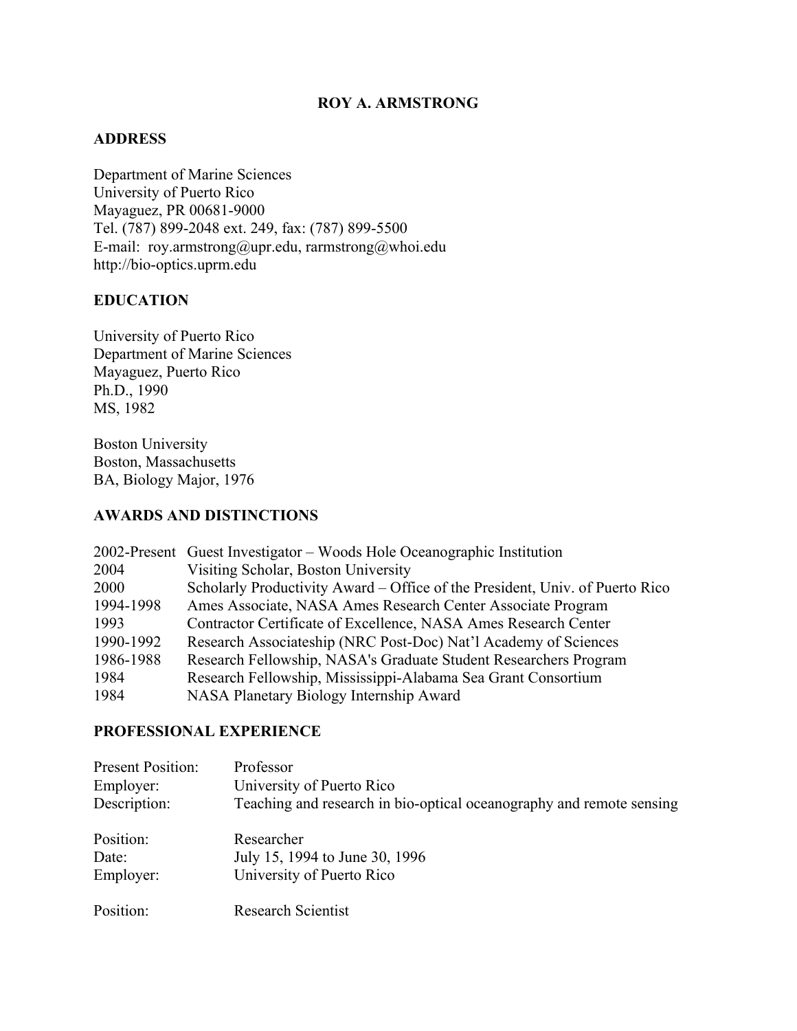# ROY A. ARMSTRONG

## ADDRESS

Department of Marine Sciences
University of Puerto Rico
Mayaguez, PR 00681-9000
Tel. (787) 899-2048 ext. 249, fax: (787) 899-5500
E-mail: roy.armstrong@upr.edu, rarmstrong@whoi.edu
http://bio-optics.uprm.edu

## EDUCATION

University of Puerto Rico
Department of Marine Sciences
Mayaguez, Puerto Rico
Ph.D., 1990
MS, 1982

Boston University
Boston, Massachusetts
BA, Biology Major, 1976

## AWARDS AND DISTINCTIONS

| | |
|---|---|
| 2002-Present | Guest Investigator – Woods Hole Oceanographic Institution |
| 2004 | Visiting Scholar, Boston University |
| 2000 | Scholarly Productivity Award – Office of the President, Univ. of Puerto Rico |
| 1994-1998 | Ames Associate, NASA Ames Research Center Associate Program |
| 1993 | Contractor Certificate of Excellence, NASA Ames Research Center |
| 1990-1992 | Research Associateship (NRC Post-Doc) Nat'l Academy of Sciences |
| 1986-1988 | Research Fellowship, NASA's Graduate Student Researchers Program |
| 1984 | Research Fellowship, Mississippi-Alabama Sea Grant Consortium |
| 1984 | NASA Planetary Biology Internship Award |

## PROFESSIONAL EXPERIENCE

Present Position: Professor
Employer: University of Puerto Rico
Description: Teaching and research in bio-optical oceanography and remote sensing

Position: Researcher
Date: July 15, 1994 to June 30, 1996
Employer: University of Puerto Rico

Position: Research Scientist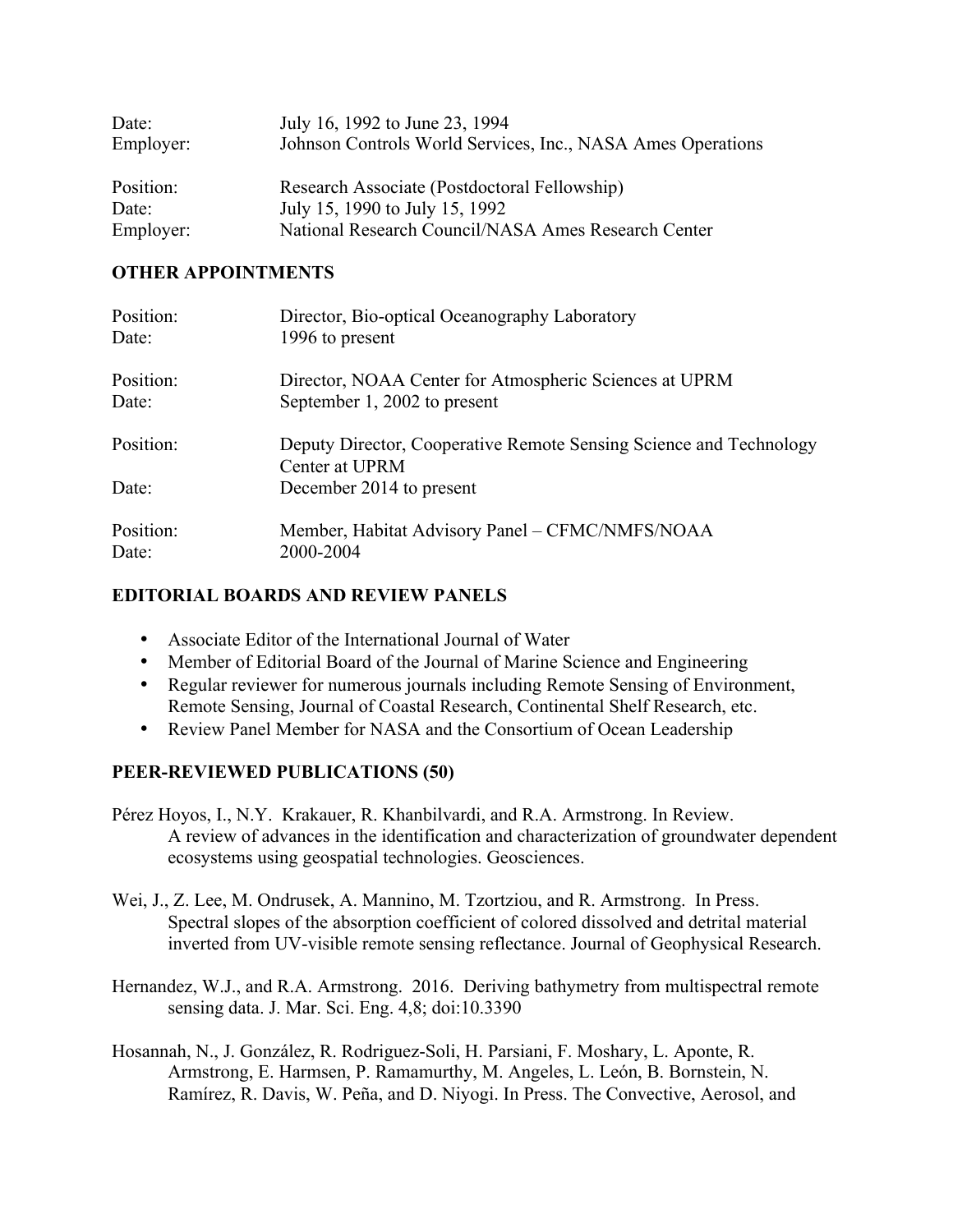Date: July 16, 1992 to June 23, 1994
Employer: Johnson Controls World Services, Inc., NASA Ames Operations

Position: Research Associate (Postdoctoral Fellowship)
Date: July 15, 1990 to July 15, 1992
Employer: National Research Council/NASA Ames Research Center

## OTHER APPOINTMENTS

Position: Director, Bio-optical Oceanography Laboratory
Date: 1996 to present

Position: Director, NOAA Center for Atmospheric Sciences at UPRM
Date: September 1, 2002 to present

Position: Deputy Director, Cooperative Remote Sensing Science and Technology Center at UPRM
Date: December 2014 to present

Position: Member, Habitat Advisory Panel – CFMC/NMFS/NOAA
Date: 2000-2004

## EDITORIAL BOARDS AND REVIEW PANELS

- Associate Editor of the International Journal of Water
- Member of Editorial Board of the Journal of Marine Science and Engineering
- Regular reviewer for numerous journals including Remote Sensing of Environment, Remote Sensing, Journal of Coastal Research, Continental Shelf Research, etc.
- Review Panel Member for NASA and the Consortium of Ocean Leadership

## PEER-REVIEWED PUBLICATIONS (50)

Pérez Hoyos, I., N.Y. Krakauer, R. Khanbilvardi, and R.A. Armstrong. In Review. A review of advances in the identification and characterization of groundwater dependent ecosystems using geospatial technologies. Geosciences.

Wei, J., Z. Lee, M. Ondrusek, A. Mannino, M. Tzortziou, and R. Armstrong. In Press. Spectral slopes of the absorption coefficient of colored dissolved and detrital material inverted from UV-visible remote sensing reflectance. Journal of Geophysical Research.

Hernandez, W.J., and R.A. Armstrong. 2016. Deriving bathymetry from multispectral remote sensing data. J. Mar. Sci. Eng. 4,8; doi:10.3390

Hosannah, N., J. González, R. Rodriguez-Soli, H. Parsiani, F. Moshary, L. Aponte, R. Armstrong, E. Harmsen, P. Ramamurthy, M. Angeles, L. León, B. Bornstein, N. Ramírez, R. Davis, W. Peña, and D. Niyogi. In Press. The Convective, Aerosol, and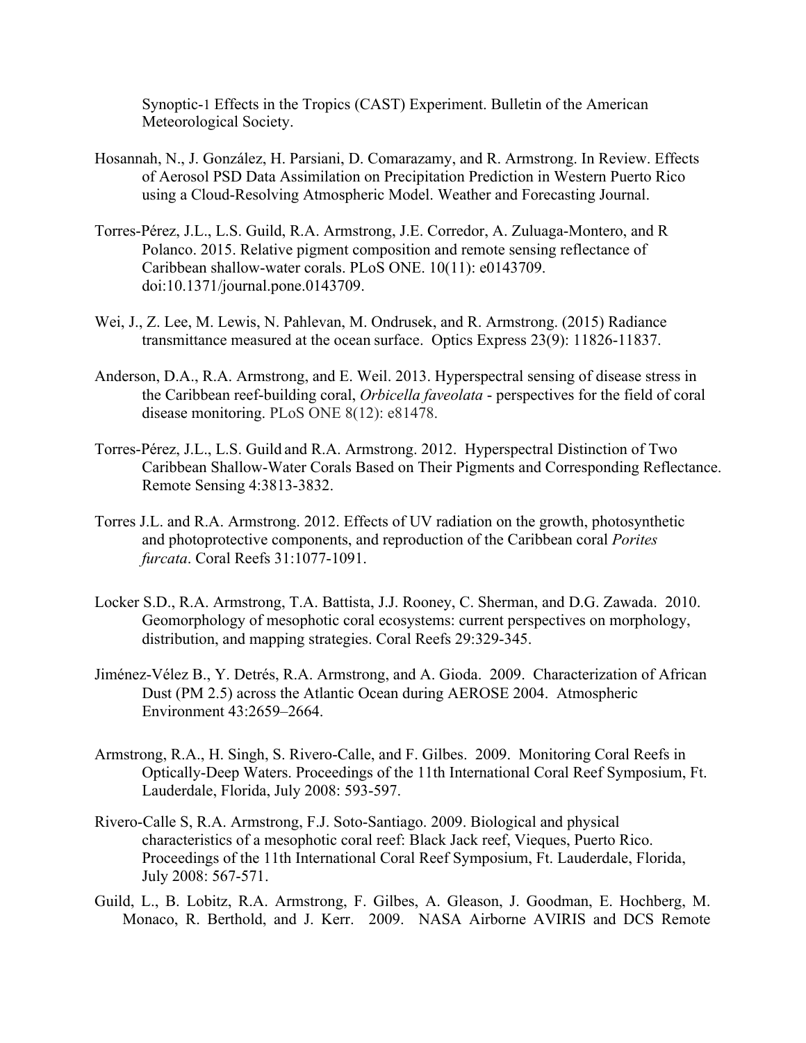Synoptic-1 Effects in the Tropics (CAST) Experiment. Bulletin of the American Meteorological Society.

Hosannah, N., J. González, H. Parsiani, D. Comarazamy, and R. Armstrong. In Review. Effects of Aerosol PSD Data Assimilation on Precipitation Prediction in Western Puerto Rico using a Cloud-Resolving Atmospheric Model. Weather and Forecasting Journal.

Torres-Pérez, J.L., L.S. Guild, R.A. Armstrong, J.E. Corredor, A. Zuluaga-Montero, and R Polanco. 2015. Relative pigment composition and remote sensing reflectance of Caribbean shallow-water corals. PLoS ONE. 10(11): e0143709. doi:10.1371/journal.pone.0143709.

Wei, J., Z. Lee, M. Lewis, N. Pahlevan, M. Ondrusek, and R. Armstrong. (2015) Radiance transmittance measured at the ocean surface. Optics Express 23(9): 11826-11837.

Anderson, D.A., R.A. Armstrong, and E. Weil. 2013. Hyperspectral sensing of disease stress in the Caribbean reef-building coral, *Orbicella faveolata* - perspectives for the field of coral disease monitoring. PLoS ONE 8(12): e81478.

Torres-Pérez, J.L., L.S. Guild and R.A. Armstrong. 2012. Hyperspectral Distinction of Two Caribbean Shallow-Water Corals Based on Their Pigments and Corresponding Reflectance. Remote Sensing 4:3813-3832.

Torres J.L. and R.A. Armstrong. 2012. Effects of UV radiation on the growth, photosynthetic and photoprotective components, and reproduction of the Caribbean coral *Porites furcata*. Coral Reefs 31:1077-1091.

Locker S.D., R.A. Armstrong, T.A. Battista, J.J. Rooney, C. Sherman, and D.G. Zawada. 2010. Geomorphology of mesophotic coral ecosystems: current perspectives on morphology, distribution, and mapping strategies. Coral Reefs 29:329-345.

Jiménez-Vélez B., Y. Detrés, R.A. Armstrong, and A. Gioda. 2009. Characterization of African Dust (PM 2.5) across the Atlantic Ocean during AEROSE 2004. Atmospheric Environment 43:2659–2664.

Armstrong, R.A., H. Singh, S. Rivero-Calle, and F. Gilbes. 2009. Monitoring Coral Reefs in Optically-Deep Waters. Proceedings of the 11th International Coral Reef Symposium, Ft. Lauderdale, Florida, July 2008: 593-597.

Rivero-Calle S, R.A. Armstrong, F.J. Soto-Santiago. 2009. Biological and physical characteristics of a mesophotic coral reef: Black Jack reef, Vieques, Puerto Rico. Proceedings of the 11th International Coral Reef Symposium, Ft. Lauderdale, Florida, July 2008: 567-571.

Guild, L., B. Lobitz, R.A. Armstrong, F. Gilbes, A. Gleason, J. Goodman, E. Hochberg, M. Monaco, R. Berthold, and J. Kerr. 2009. NASA Airborne AVIRIS and DCS Remote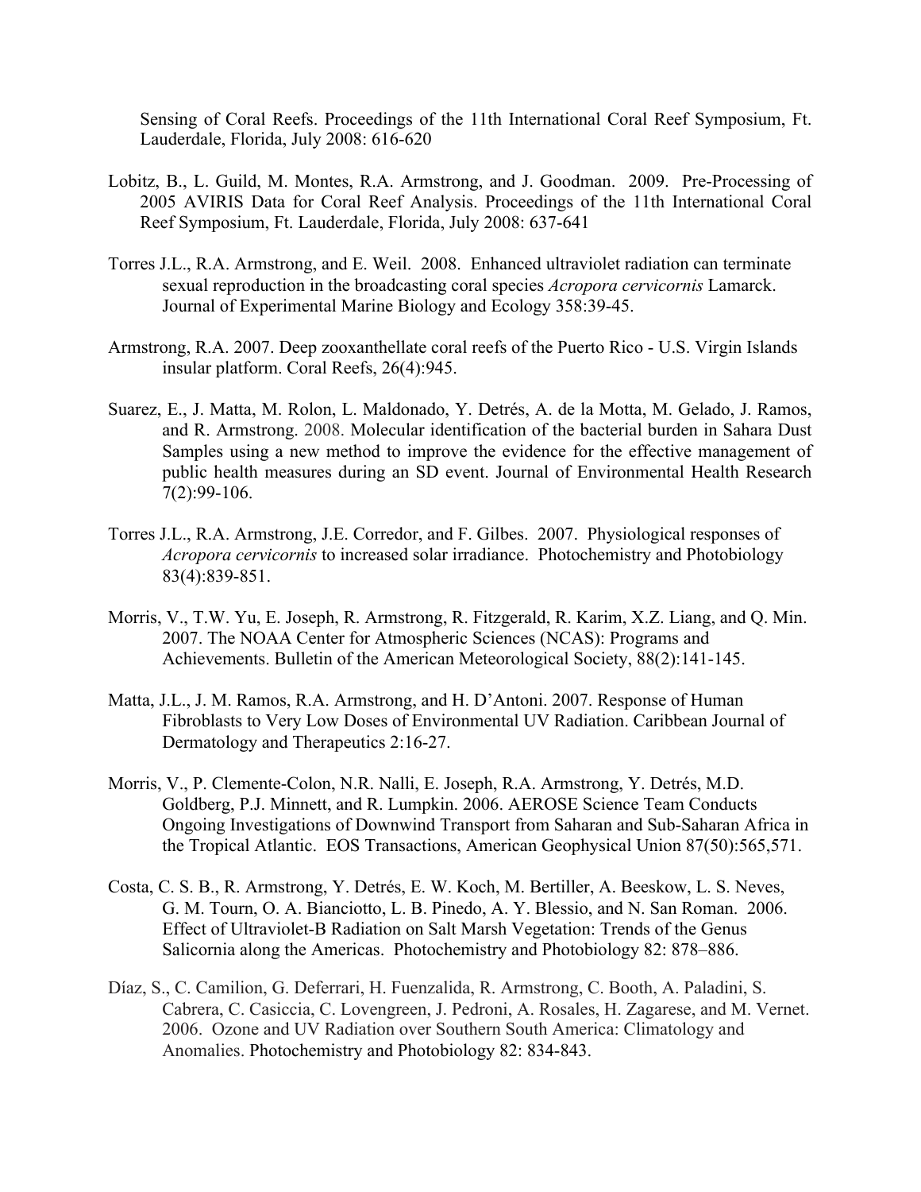Sensing of Coral Reefs. Proceedings of the 11th International Coral Reef Symposium, Ft. Lauderdale, Florida, July 2008: 616-620

Lobitz, B., L. Guild, M. Montes, R.A. Armstrong, and J. Goodman. 2009. Pre-Processing of 2005 AVIRIS Data for Coral Reef Analysis. Proceedings of the 11th International Coral Reef Symposium, Ft. Lauderdale, Florida, July 2008: 637-641

Torres J.L., R.A. Armstrong, and E. Weil. 2008. Enhanced ultraviolet radiation can terminate sexual reproduction in the broadcasting coral species *Acropora cervicornis* Lamarck. Journal of Experimental Marine Biology and Ecology 358:39-45.

Armstrong, R.A. 2007. Deep zooxanthellate coral reefs of the Puerto Rico - U.S. Virgin Islands insular platform. Coral Reefs, 26(4):945.

Suarez, E., J. Matta, M. Rolon, L. Maldonado, Y. Detrés, A. de la Motta, M. Gelado, J. Ramos, and R. Armstrong. 2008. Molecular identification of the bacterial burden in Sahara Dust Samples using a new method to improve the evidence for the effective management of public health measures during an SD event. Journal of Environmental Health Research 7(2):99-106.

Torres J.L., R.A. Armstrong, J.E. Corredor, and F. Gilbes. 2007. Physiological responses of *Acropora cervicornis* to increased solar irradiance. Photochemistry and Photobiology 83(4):839-851.

Morris, V., T.W. Yu, E. Joseph, R. Armstrong, R. Fitzgerald, R. Karim, X.Z. Liang, and Q. Min. 2007. The NOAA Center for Atmospheric Sciences (NCAS): Programs and Achievements. Bulletin of the American Meteorological Society, 88(2):141-145.

Matta, J.L., J. M. Ramos, R.A. Armstrong, and H. D'Antoni. 2007. Response of Human Fibroblasts to Very Low Doses of Environmental UV Radiation. Caribbean Journal of Dermatology and Therapeutics 2:16-27.

Morris, V., P. Clemente-Colon, N.R. Nalli, E. Joseph, R.A. Armstrong, Y. Detrés, M.D. Goldberg, P.J. Minnett, and R. Lumpkin. 2006. AEROSE Science Team Conducts Ongoing Investigations of Downwind Transport from Saharan and Sub-Saharan Africa in the Tropical Atlantic. EOS Transactions, American Geophysical Union 87(50):565,571.

Costa, C. S. B., R. Armstrong, Y. Detrés, E. W. Koch, M. Bertiller, A. Beeskow, L. S. Neves, G. M. Tourn, O. A. Bianciotto, L. B. Pinedo, A. Y. Blessio, and N. San Roman. 2006. Effect of Ultraviolet-B Radiation on Salt Marsh Vegetation: Trends of the Genus Salicornia along the Americas. Photochemistry and Photobiology 82: 878–886.

Díaz, S., C. Camilion, G. Deferrari, H. Fuenzalida, R. Armstrong, C. Booth, A. Paladini, S. Cabrera, C. Casiccia, C. Lovengreen, J. Pedroni, A. Rosales, H. Zagarese, and M. Vernet. 2006. Ozone and UV Radiation over Southern South America: Climatology and Anomalies. Photochemistry and Photobiology 82: 834-843.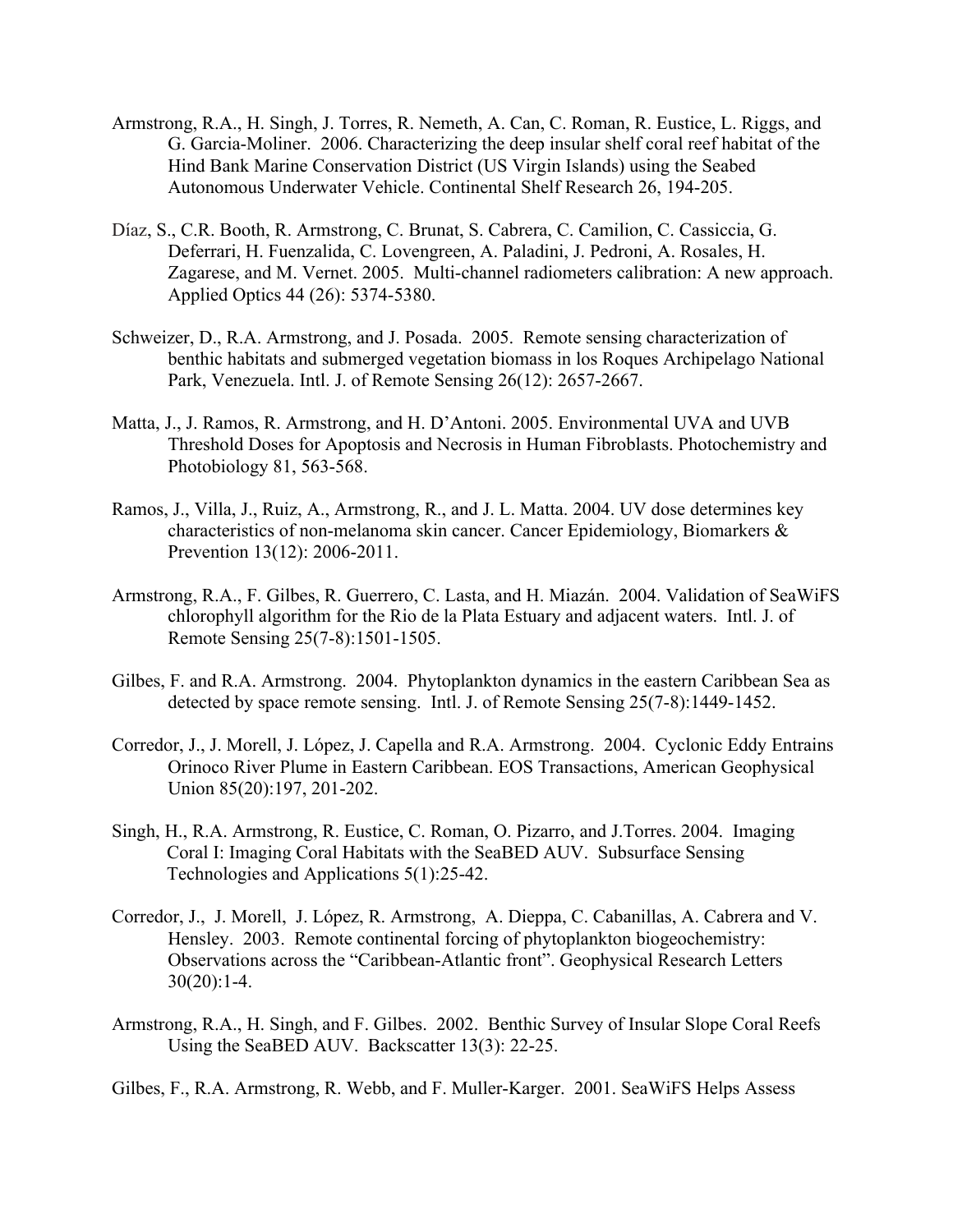Armstrong, R.A., H. Singh, J. Torres, R. Nemeth, A. Can, C. Roman, R. Eustice, L. Riggs, and G. Garcia-Moliner. 2006. Characterizing the deep insular shelf coral reef habitat of the Hind Bank Marine Conservation District (US Virgin Islands) using the Seabed Autonomous Underwater Vehicle. Continental Shelf Research 26, 194-205.

Díaz, S., C.R. Booth, R. Armstrong, C. Brunat, S. Cabrera, C. Camilion, C. Cassiccia, G. Deferrari, H. Fuenzalida, C. Lovengreen, A. Paladini, J. Pedroni, A. Rosales, H. Zagarese, and M. Vernet. 2005. Multi-channel radiometers calibration: A new approach. Applied Optics 44 (26): 5374-5380.

Schweizer, D., R.A. Armstrong, and J. Posada. 2005. Remote sensing characterization of benthic habitats and submerged vegetation biomass in los Roques Archipelago National Park, Venezuela. Intl. J. of Remote Sensing 26(12): 2657-2667.

Matta, J., J. Ramos, R. Armstrong, and H. D'Antoni. 2005. Environmental UVA and UVB Threshold Doses for Apoptosis and Necrosis in Human Fibroblasts. Photochemistry and Photobiology 81, 563-568.

Ramos, J., Villa, J., Ruiz, A., Armstrong, R., and J. L. Matta. 2004. UV dose determines key characteristics of non-melanoma skin cancer. Cancer Epidemiology, Biomarkers & Prevention 13(12): 2006-2011.

Armstrong, R.A., F. Gilbes, R. Guerrero, C. Lasta, and H. Miazán. 2004. Validation of SeaWiFS chlorophyll algorithm for the Rio de la Plata Estuary and adjacent waters. Intl. J. of Remote Sensing 25(7-8):1501-1505.

Gilbes, F. and R.A. Armstrong. 2004. Phytoplankton dynamics in the eastern Caribbean Sea as detected by space remote sensing. Intl. J. of Remote Sensing 25(7-8):1449-1452.

Corredor, J., J. Morell, J. López, J. Capella and R.A. Armstrong. 2004. Cyclonic Eddy Entrains Orinoco River Plume in Eastern Caribbean. EOS Transactions, American Geophysical Union 85(20):197, 201-202.

Singh, H., R.A. Armstrong, R. Eustice, C. Roman, O. Pizarro, and J.Torres. 2004. Imaging Coral I: Imaging Coral Habitats with the SeaBED AUV. Subsurface Sensing Technologies and Applications 5(1):25-42.

Corredor, J., J. Morell, J. López, R. Armstrong, A. Dieppa, C. Cabanillas, A. Cabrera and V. Hensley. 2003. Remote continental forcing of phytoplankton biogeochemistry: Observations across the "Caribbean-Atlantic front". Geophysical Research Letters 30(20):1-4.

Armstrong, R.A., H. Singh, and F. Gilbes. 2002. Benthic Survey of Insular Slope Coral Reefs Using the SeaBED AUV. Backscatter 13(3): 22-25.

Gilbes, F., R.A. Armstrong, R. Webb, and F. Muller-Karger. 2001. SeaWiFS Helps Assess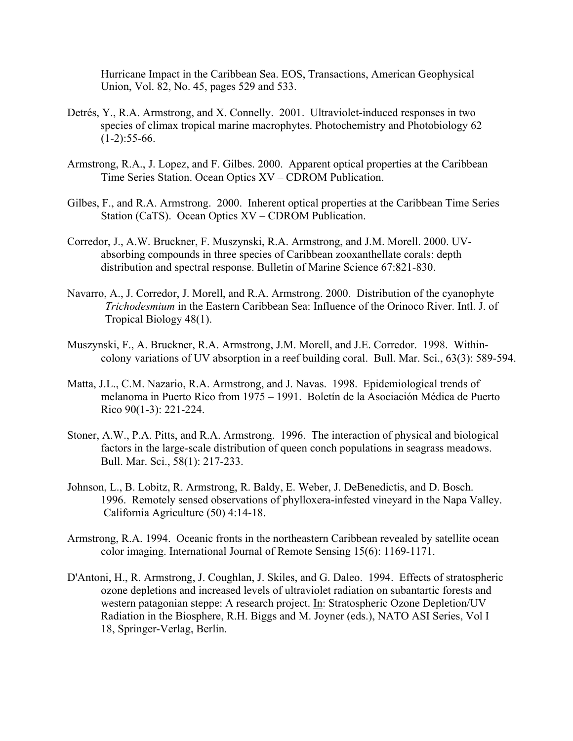Hurricane Impact in the Caribbean Sea. EOS, Transactions, American Geophysical Union, Vol. 82, No. 45, pages 529 and 533.

Detrés, Y., R.A. Armstrong, and X. Connelly. 2001. Ultraviolet-induced responses in two species of climax tropical marine macrophytes. Photochemistry and Photobiology 62 (1-2):55-66.

Armstrong, R.A., J. Lopez, and F. Gilbes. 2000. Apparent optical properties at the Caribbean Time Series Station. Ocean Optics XV – CDROM Publication.

Gilbes, F., and R.A. Armstrong. 2000. Inherent optical properties at the Caribbean Time Series Station (CaTS). Ocean Optics XV – CDROM Publication.

Corredor, J., A.W. Bruckner, F. Muszynski, R.A. Armstrong, and J.M. Morell. 2000. UV-absorbing compounds in three species of Caribbean zooxanthellate corals: depth distribution and spectral response. Bulletin of Marine Science 67:821-830.

Navarro, A., J. Corredor, J. Morell, and R.A. Armstrong. 2000. Distribution of the cyanophyte *Trichodesmium* in the Eastern Caribbean Sea: Influence of the Orinoco River. Intl. J. of Tropical Biology 48(1).

Muszynski, F., A. Bruckner, R.A. Armstrong, J.M. Morell, and J.E. Corredor. 1998. Within-colony variations of UV absorption in a reef building coral. Bull. Mar. Sci., 63(3): 589-594.

Matta, J.L., C.M. Nazario, R.A. Armstrong, and J. Navas. 1998. Epidemiological trends of melanoma in Puerto Rico from 1975 – 1991. Boletín de la Asociación Médica de Puerto Rico 90(1-3): 221-224.

Stoner, A.W., P.A. Pitts, and R.A. Armstrong. 1996. The interaction of physical and biological factors in the large-scale distribution of queen conch populations in seagrass meadows. Bull. Mar. Sci., 58(1): 217-233.

Johnson, L., B. Lobitz, R. Armstrong, R. Baldy, E. Weber, J. DeBenedictis, and D. Bosch. 1996. Remotely sensed observations of phylloxera-infested vineyard in the Napa Valley. California Agriculture (50) 4:14-18.

Armstrong, R.A. 1994. Oceanic fronts in the northeastern Caribbean revealed by satellite ocean color imaging. International Journal of Remote Sensing 15(6): 1169-1171.

D'Antoni, H., R. Armstrong, J. Coughlan, J. Skiles, and G. Daleo. 1994. Effects of stratospheric ozone depletions and increased levels of ultraviolet radiation on subantartic forests and western patagonian steppe: A research project. In: Stratospheric Ozone Depletion/UV Radiation in the Biosphere, R.H. Biggs and M. Joyner (eds.), NATO ASI Series, Vol I 18, Springer-Verlag, Berlin.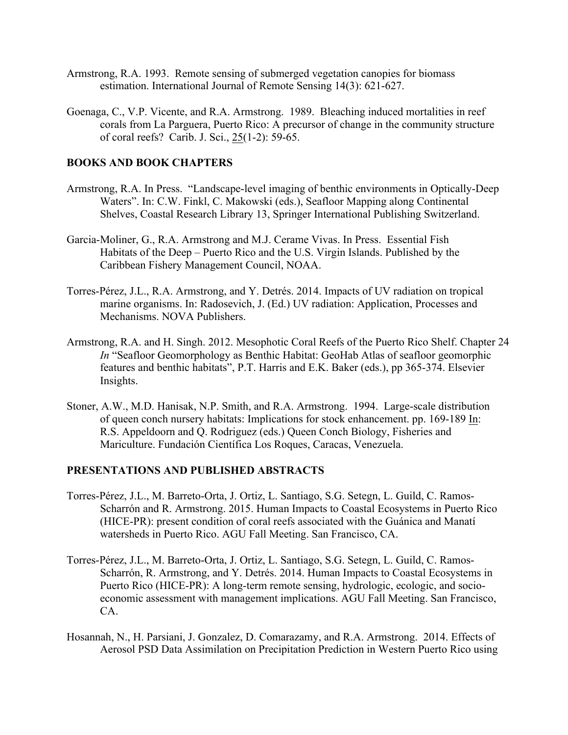Armstrong, R.A. 1993. Remote sensing of submerged vegetation canopies for biomass estimation. International Journal of Remote Sensing 14(3): 621-627.

Goenaga, C., V.P. Vicente, and R.A. Armstrong. 1989. Bleaching induced mortalities in reef corals from La Parguera, Puerto Rico: A precursor of change in the community structure of coral reefs? Carib. J. Sci., 25(1-2): 59-65.

## BOOKS AND BOOK CHAPTERS

Armstrong, R.A. In Press. "Landscape-level imaging of benthic environments in Optically-Deep Waters". In: C.W. Finkl, C. Makowski (eds.), Seafloor Mapping along Continental Shelves, Coastal Research Library 13, Springer International Publishing Switzerland.

Garcia-Moliner, G., R.A. Armstrong and M.J. Cerame Vivas. In Press. Essential Fish Habitats of the Deep – Puerto Rico and the U.S. Virgin Islands. Published by the Caribbean Fishery Management Council, NOAA.

Torres-Pérez, J.L., R.A. Armstrong, and Y. Detrés. 2014. Impacts of UV radiation on tropical marine organisms. In: Radosevich, J. (Ed.) UV radiation: Application, Processes and Mechanisms. NOVA Publishers.

Armstrong, R.A. and H. Singh. 2012. Mesophotic Coral Reefs of the Puerto Rico Shelf. Chapter 24 *In* "Seafloor Geomorphology as Benthic Habitat: GeoHab Atlas of seafloor geomorphic features and benthic habitats", P.T. Harris and E.K. Baker (eds.), pp 365-374. Elsevier Insights.

Stoner, A.W., M.D. Hanisak, N.P. Smith, and R.A. Armstrong. 1994. Large-scale distribution of queen conch nursery habitats: Implications for stock enhancement. pp. 169-189 In: R.S. Appeldoorn and Q. Rodriguez (eds.) Queen Conch Biology, Fisheries and Mariculture. Fundación Científica Los Roques, Caracas, Venezuela.

## PRESENTATIONS AND PUBLISHED ABSTRACTS

Torres-Pérez, J.L., M. Barreto-Orta, J. Ortiz, L. Santiago, S.G. Setegn, L. Guild, C. Ramos-Scharrón and R. Armstrong. 2015. Human Impacts to Coastal Ecosystems in Puerto Rico (HICE-PR): present condition of coral reefs associated with the Guánica and Manatí watersheds in Puerto Rico. AGU Fall Meeting. San Francisco, CA.

Torres-Pérez, J.L., M. Barreto-Orta, J. Ortiz, L. Santiago, S.G. Setegn, L. Guild, C. Ramos-Scharrón, R. Armstrong, and Y. Detrés. 2014. Human Impacts to Coastal Ecosystems in Puerto Rico (HICE-PR): A long-term remote sensing, hydrologic, ecologic, and socio-economic assessment with management implications. AGU Fall Meeting. San Francisco, CA.

Hosannah, N., H. Parsiani, J. Gonzalez, D. Comarazamy, and R.A. Armstrong. 2014. Effects of Aerosol PSD Data Assimilation on Precipitation Prediction in Western Puerto Rico using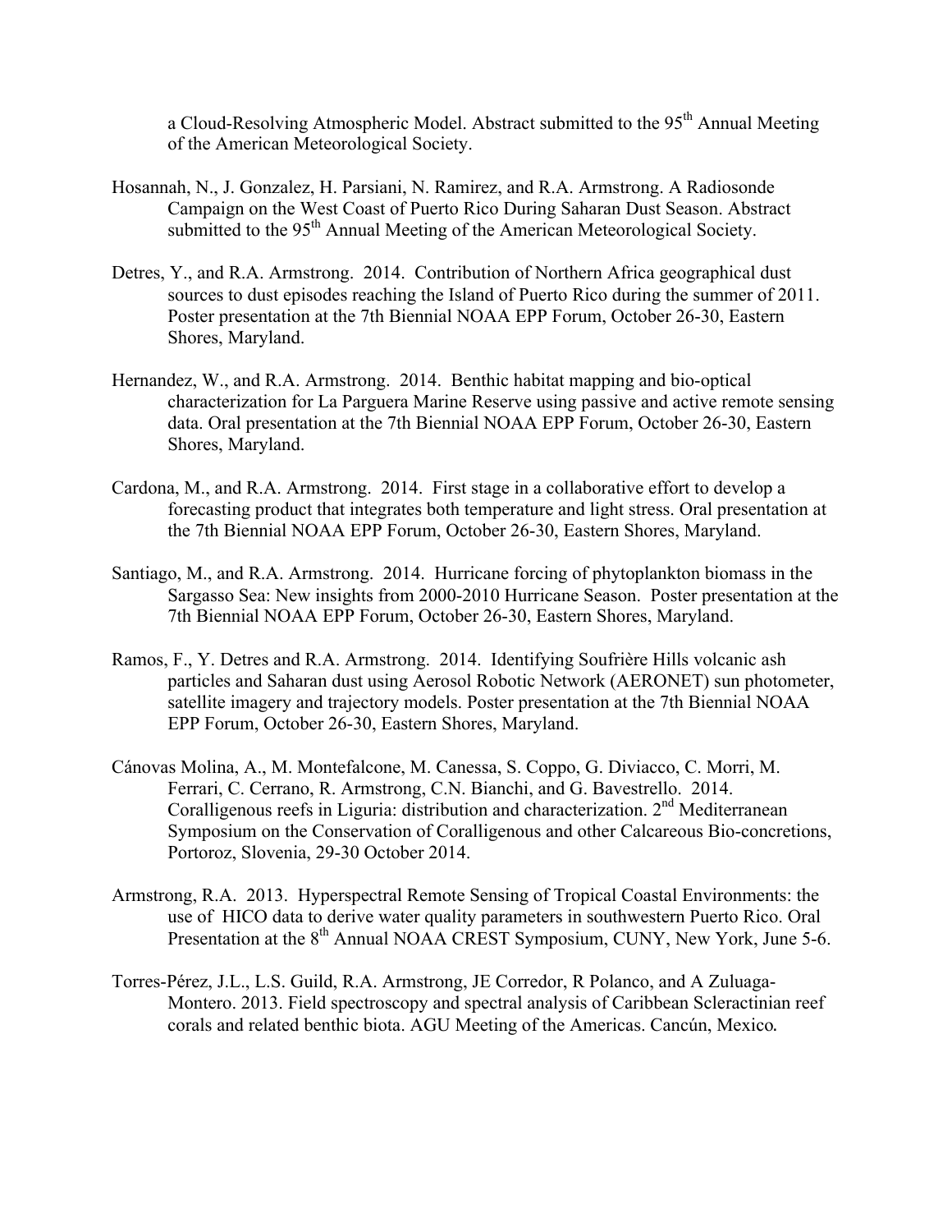a Cloud-Resolving Atmospheric Model. Abstract submitted to the 95th Annual Meeting of the American Meteorological Society.

Hosannah, N., J. Gonzalez, H. Parsiani, N. Ramirez, and R.A. Armstrong. A Radiosonde Campaign on the West Coast of Puerto Rico During Saharan Dust Season. Abstract submitted to the 95th Annual Meeting of the American Meteorological Society.

Detres, Y., and R.A. Armstrong. 2014. Contribution of Northern Africa geographical dust sources to dust episodes reaching the Island of Puerto Rico during the summer of 2011. Poster presentation at the 7th Biennial NOAA EPP Forum, October 26-30, Eastern Shores, Maryland.

Hernandez, W., and R.A. Armstrong. 2014. Benthic habitat mapping and bio-optical characterization for La Parguera Marine Reserve using passive and active remote sensing data. Oral presentation at the 7th Biennial NOAA EPP Forum, October 26-30, Eastern Shores, Maryland.

Cardona, M., and R.A. Armstrong. 2014. First stage in a collaborative effort to develop a forecasting product that integrates both temperature and light stress. Oral presentation at the 7th Biennial NOAA EPP Forum, October 26-30, Eastern Shores, Maryland.

Santiago, M., and R.A. Armstrong. 2014. Hurricane forcing of phytoplankton biomass in the Sargasso Sea: New insights from 2000-2010 Hurricane Season. Poster presentation at the 7th Biennial NOAA EPP Forum, October 26-30, Eastern Shores, Maryland.

Ramos, F., Y. Detres and R.A. Armstrong. 2014. Identifying Soufrière Hills volcanic ash particles and Saharan dust using Aerosol Robotic Network (AERONET) sun photometer, satellite imagery and trajectory models. Poster presentation at the 7th Biennial NOAA EPP Forum, October 26-30, Eastern Shores, Maryland.

Cánovas Molina, A., M. Montefalcone, M. Canessa, S. Coppo, G. Diviacco, C. Morri, M. Ferrari, C. Cerrano, R. Armstrong, C.N. Bianchi, and G. Bavestrello. 2014. Coralligenous reefs in Liguria: distribution and characterization. 2nd Mediterranean Symposium on the Conservation of Coralligenous and other Calcareous Bio-concretions, Portoroz, Slovenia, 29-30 October 2014.

Armstrong, R.A. 2013. Hyperspectral Remote Sensing of Tropical Coastal Environments: the use of HICO data to derive water quality parameters in southwestern Puerto Rico. Oral Presentation at the 8th Annual NOAA CREST Symposium, CUNY, New York, June 5-6.

Torres-Pérez, J.L., L.S. Guild, R.A. Armstrong, JE Corredor, R Polanco, and A Zuluaga-Montero. 2013. Field spectroscopy and spectral analysis of Caribbean Scleractinian reef corals and related benthic biota. AGU Meeting of the Americas. Cancún, Mexico.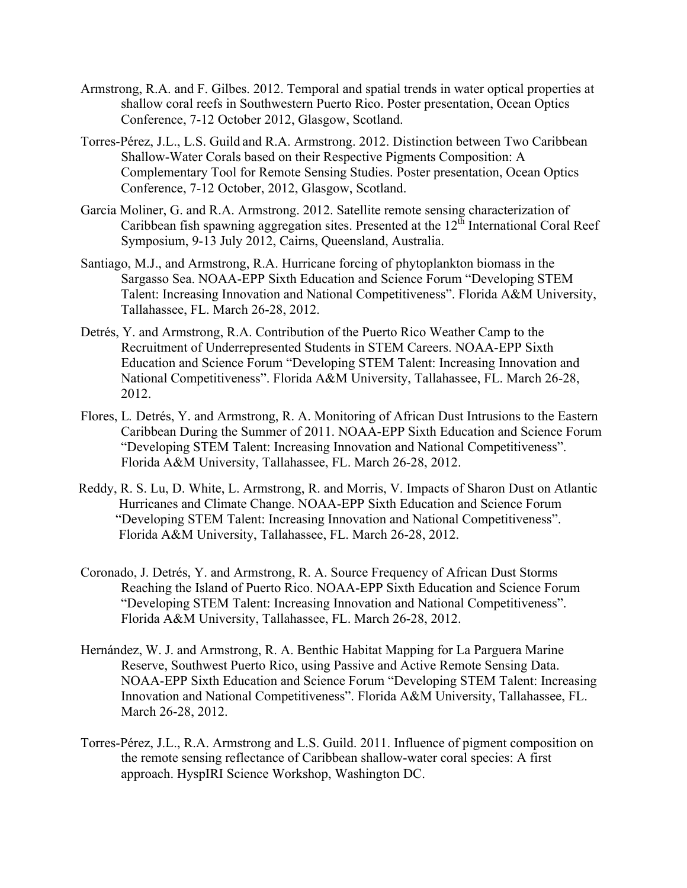Armstrong, R.A. and F. Gilbes. 2012. Temporal and spatial trends in water optical properties at shallow coral reefs in Southwestern Puerto Rico. Poster presentation, Ocean Optics Conference, 7-12 October 2012, Glasgow, Scotland.

Torres-Pérez, J.L., L.S. Guild and R.A. Armstrong. 2012. Distinction between Two Caribbean Shallow-Water Corals based on their Respective Pigments Composition: A Complementary Tool for Remote Sensing Studies. Poster presentation, Ocean Optics Conference, 7-12 October, 2012, Glasgow, Scotland.

Garcia Moliner, G. and R.A. Armstrong. 2012. Satellite remote sensing characterization of Caribbean fish spawning aggregation sites. Presented at the 12th International Coral Reef Symposium, 9-13 July 2012, Cairns, Queensland, Australia.

Santiago, M.J., and Armstrong, R.A. Hurricane forcing of phytoplankton biomass in the Sargasso Sea. NOAA-EPP Sixth Education and Science Forum "Developing STEM Talent: Increasing Innovation and National Competitiveness". Florida A&M University, Tallahassee, FL. March 26-28, 2012.

Detrés, Y. and Armstrong, R.A. Contribution of the Puerto Rico Weather Camp to the Recruitment of Underrepresented Students in STEM Careers. NOAA-EPP Sixth Education and Science Forum "Developing STEM Talent: Increasing Innovation and National Competitiveness". Florida A&M University, Tallahassee, FL. March 26-28, 2012.

Flores, L. Detrés, Y. and Armstrong, R. A. Monitoring of African Dust Intrusions to the Eastern Caribbean During the Summer of 2011. NOAA-EPP Sixth Education and Science Forum "Developing STEM Talent: Increasing Innovation and National Competitiveness". Florida A&M University, Tallahassee, FL. March 26-28, 2012.

Reddy, R. S. Lu, D. White, L. Armstrong, R. and Morris, V. Impacts of Sharon Dust on Atlantic Hurricanes and Climate Change. NOAA-EPP Sixth Education and Science Forum "Developing STEM Talent: Increasing Innovation and National Competitiveness". Florida A&M University, Tallahassee, FL. March 26-28, 2012.

Coronado, J. Detrés, Y. and Armstrong, R. A. Source Frequency of African Dust Storms Reaching the Island of Puerto Rico. NOAA-EPP Sixth Education and Science Forum "Developing STEM Talent: Increasing Innovation and National Competitiveness". Florida A&M University, Tallahassee, FL. March 26-28, 2012.

Hernández, W. J. and Armstrong, R. A. Benthic Habitat Mapping for La Parguera Marine Reserve, Southwest Puerto Rico, using Passive and Active Remote Sensing Data. NOAA-EPP Sixth Education and Science Forum "Developing STEM Talent: Increasing Innovation and National Competitiveness". Florida A&M University, Tallahassee, FL. March 26-28, 2012.

Torres-Pérez, J.L., R.A. Armstrong and L.S. Guild. 2011. Influence of pigment composition on the remote sensing reflectance of Caribbean shallow-water coral species: A first approach. HyspIRI Science Workshop, Washington DC.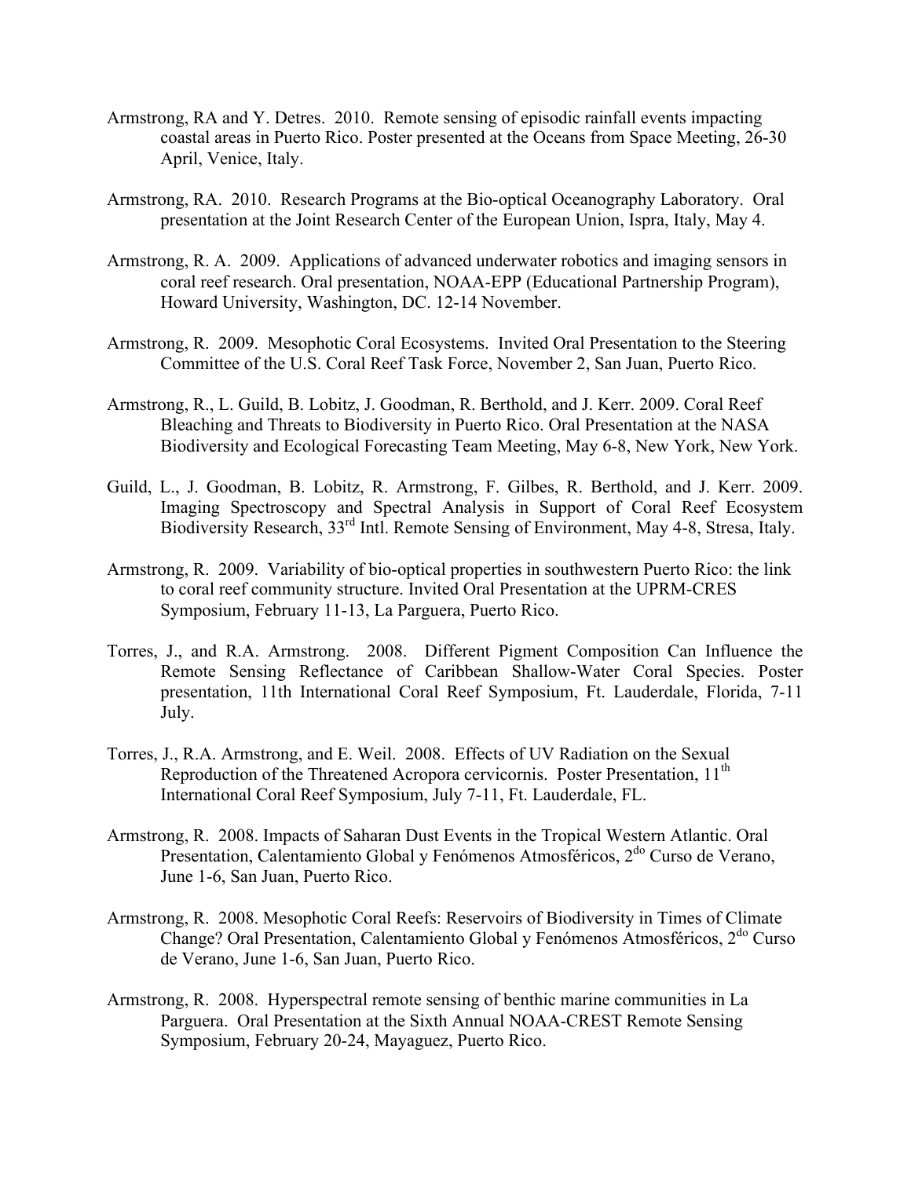Armstrong, RA and Y. Detres. 2010. Remote sensing of episodic rainfall events impacting coastal areas in Puerto Rico. Poster presented at the Oceans from Space Meeting, 26-30 April, Venice, Italy.

Armstrong, RA. 2010. Research Programs at the Bio-optical Oceanography Laboratory. Oral presentation at the Joint Research Center of the European Union, Ispra, Italy, May 4.

Armstrong, R. A. 2009. Applications of advanced underwater robotics and imaging sensors in coral reef research. Oral presentation, NOAA-EPP (Educational Partnership Program), Howard University, Washington, DC. 12-14 November.

Armstrong, R. 2009. Mesophotic Coral Ecosystems. Invited Oral Presentation to the Steering Committee of the U.S. Coral Reef Task Force, November 2, San Juan, Puerto Rico.

Armstrong, R., L. Guild, B. Lobitz, J. Goodman, R. Berthold, and J. Kerr. 2009. Coral Reef Bleaching and Threats to Biodiversity in Puerto Rico. Oral Presentation at the NASA Biodiversity and Ecological Forecasting Team Meeting, May 6-8, New York, New York.

Guild, L., J. Goodman, B. Lobitz, R. Armstrong, F. Gilbes, R. Berthold, and J. Kerr. 2009. Imaging Spectroscopy and Spectral Analysis in Support of Coral Reef Ecosystem Biodiversity Research, 33rd Intl. Remote Sensing of Environment, May 4-8, Stresa, Italy.

Armstrong, R. 2009. Variability of bio-optical properties in southwestern Puerto Rico: the link to coral reef community structure. Invited Oral Presentation at the UPRM-CRES Symposium, February 11-13, La Parguera, Puerto Rico.

Torres, J., and R.A. Armstrong. 2008. Different Pigment Composition Can Influence the Remote Sensing Reflectance of Caribbean Shallow-Water Coral Species. Poster presentation, 11th International Coral Reef Symposium, Ft. Lauderdale, Florida, 7-11 July.

Torres, J., R.A. Armstrong, and E. Weil. 2008. Effects of UV Radiation on the Sexual Reproduction of the Threatened Acropora cervicornis. Poster Presentation, 11th International Coral Reef Symposium, July 7-11, Ft. Lauderdale, FL.

Armstrong, R. 2008. Impacts of Saharan Dust Events in the Tropical Western Atlantic. Oral Presentation, Calentamiento Global y Fenómenos Atmosféricos, 2do Curso de Verano, June 1-6, San Juan, Puerto Rico.

Armstrong, R. 2008. Mesophotic Coral Reefs: Reservoirs of Biodiversity in Times of Climate Change? Oral Presentation, Calentamiento Global y Fenómenos Atmosféricos, 2do Curso de Verano, June 1-6, San Juan, Puerto Rico.

Armstrong, R. 2008. Hyperspectral remote sensing of benthic marine communities in La Parguera. Oral Presentation at the Sixth Annual NOAA-CREST Remote Sensing Symposium, February 20-24, Mayaguez, Puerto Rico.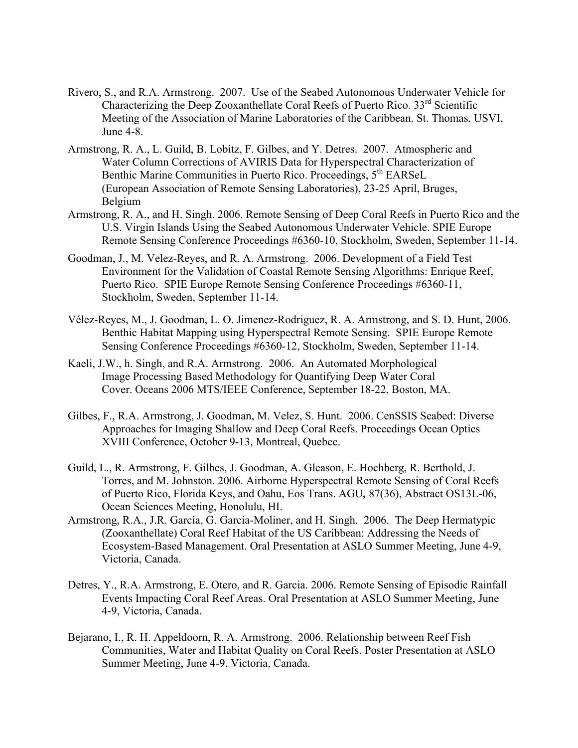Rivero, S., and R.A. Armstrong. 2007. Use of the Seabed Autonomous Underwater Vehicle for Characterizing the Deep Zooxanthellate Coral Reefs of Puerto Rico. 33rd Scientific Meeting of the Association of Marine Laboratories of the Caribbean. St. Thomas, USVI, June 4-8.

Armstrong, R. A., L. Guild, B. Lobitz, F. Gilbes, and Y. Detres. 2007. Atmospheric and Water Column Corrections of AVIRIS Data for Hyperspectral Characterization of Benthic Marine Communities in Puerto Rico. Proceedings, 5th EARSeL (European Association of Remote Sensing Laboratories), 23-25 April, Bruges, Belgium

Armstrong, R. A., and H. Singh. 2006. Remote Sensing of Deep Coral Reefs in Puerto Rico and the U.S. Virgin Islands Using the Seabed Autonomous Underwater Vehicle. SPIE Europe Remote Sensing Conference Proceedings #6360-10, Stockholm, Sweden, September 11-14.

Goodman, J., M. Velez-Reyes, and R. A. Armstrong. 2006. Development of a Field Test Environment for the Validation of Coastal Remote Sensing Algorithms: Enrique Reef, Puerto Rico. SPIE Europe Remote Sensing Conference Proceedings #6360-11, Stockholm, Sweden, September 11-14.

Vélez-Reyes, M., J. Goodman, L. O. Jimenez-Rodriguez, R. A. Armstrong, and S. D. Hunt, 2006. Benthic Habitat Mapping using Hyperspectral Remote Sensing. SPIE Europe Remote Sensing Conference Proceedings #6360-12, Stockholm, Sweden, September 11-14.

Kaeli, J.W., h. Singh, and R.A. Armstrong. 2006. An Automated Morphological Image Processing Based Methodology for Quantifying Deep Water Coral Cover. Oceans 2006 MTS/IEEE Conference, September 18-22, Boston, MA.

Gilbes, F., R.A. Armstrong, J. Goodman, M. Velez, S. Hunt. 2006. CenSSIS Seabed: Diverse Approaches for Imaging Shallow and Deep Coral Reefs. Proceedings Ocean Optics XVIII Conference, October 9-13, Montreal, Quebec.

Guild, L., R. Armstrong, F. Gilbes, J. Goodman, A. Gleason, E. Hochberg, R. Berthold, J. Torres, and M. Johnston. 2006. Airborne Hyperspectral Remote Sensing of Coral Reefs of Puerto Rico, Florida Keys, and Oahu, Eos Trans. AGU**,** 87(36), Abstract OS13L-06, Ocean Sciences Meeting, Honolulu, HI.

Armstrong, R.A., J.R. García, G. García-Moliner, and H. Singh. 2006. The Deep Hermatypic (Zooxanthellate) Coral Reef Habitat of the US Caribbean: Addressing the Needs of Ecosystem-Based Management. Oral Presentation at ASLO Summer Meeting, June 4-9, Victoria, Canada.

Detres, Y., R.A. Armstrong, E. Otero, and R. Garcia. 2006. Remote Sensing of Episodic Rainfall Events Impacting Coral Reef Areas. Oral Presentation at ASLO Summer Meeting, June 4-9, Victoria, Canada.

Bejarano, I., R. H. Appeldoorn, R. A. Armstrong. 2006. Relationship between Reef Fish Communities, Water and Habitat Quality on Coral Reefs. Poster Presentation at ASLO Summer Meeting, June 4-9, Victoria, Canada.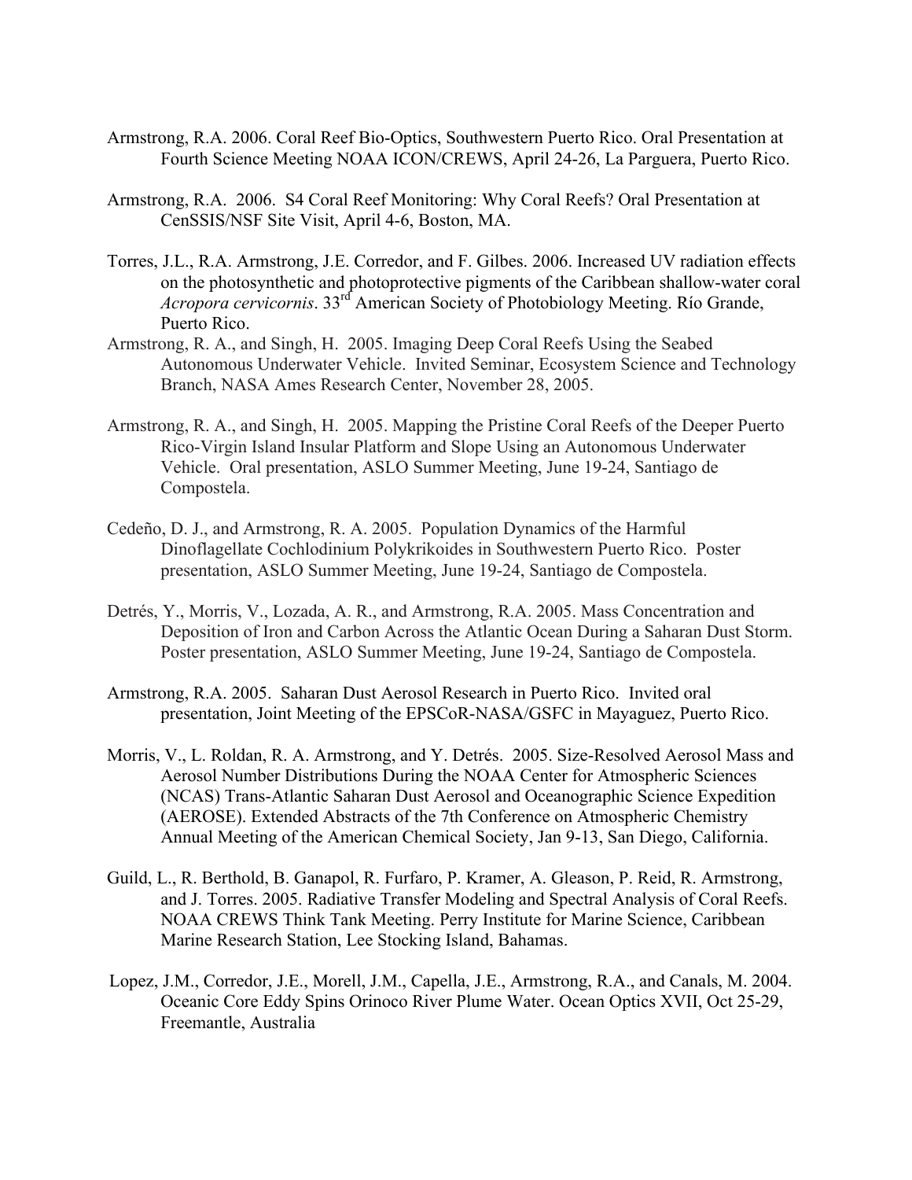Armstrong, R.A. 2006. Coral Reef Bio-Optics, Southwestern Puerto Rico. Oral Presentation at Fourth Science Meeting NOAA ICON/CREWS, April 24-26, La Parguera, Puerto Rico.

Armstrong, R.A. 2006. S4 Coral Reef Monitoring: Why Coral Reefs? Oral Presentation at CenSSIS/NSF Site Visit, April 4-6, Boston, MA.

Torres, J.L., R.A. Armstrong, J.E. Corredor, and F. Gilbes. 2006. Increased UV radiation effects on the photosynthetic and photoprotective pigments of the Caribbean shallow-water coral *Acropora cervicornis*. 33rd American Society of Photobiology Meeting. Río Grande, Puerto Rico.

Armstrong, R. A., and Singh, H. 2005. Imaging Deep Coral Reefs Using the Seabed Autonomous Underwater Vehicle. Invited Seminar, Ecosystem Science and Technology Branch, NASA Ames Research Center, November 28, 2005.

Armstrong, R. A., and Singh, H. 2005. Mapping the Pristine Coral Reefs of the Deeper Puerto Rico-Virgin Island Insular Platform and Slope Using an Autonomous Underwater Vehicle. Oral presentation, ASLO Summer Meeting, June 19-24, Santiago de Compostela.

Cedeño, D. J., and Armstrong, R. A. 2005. Population Dynamics of the Harmful Dinoflagellate Cochlodinium Polykrikoides in Southwestern Puerto Rico. Poster presentation, ASLO Summer Meeting, June 19-24, Santiago de Compostela.

Detrés, Y., Morris, V., Lozada, A. R., and Armstrong, R.A. 2005. Mass Concentration and Deposition of Iron and Carbon Across the Atlantic Ocean During a Saharan Dust Storm. Poster presentation, ASLO Summer Meeting, June 19-24, Santiago de Compostela.

Armstrong, R.A. 2005. Saharan Dust Aerosol Research in Puerto Rico. Invited oral presentation, Joint Meeting of the EPSCoR-NASA/GSFC in Mayaguez, Puerto Rico.

Morris, V., L. Roldan, R. A. Armstrong, and Y. Detrés. 2005. Size-Resolved Aerosol Mass and Aerosol Number Distributions During the NOAA Center for Atmospheric Sciences (NCAS) Trans-Atlantic Saharan Dust Aerosol and Oceanographic Science Expedition (AEROSE). Extended Abstracts of the 7th Conference on Atmospheric Chemistry Annual Meeting of the American Chemical Society, Jan 9-13, San Diego, California.

Guild, L., R. Berthold, B. Ganapol, R. Furfaro, P. Kramer, A. Gleason, P. Reid, R. Armstrong, and J. Torres. 2005. Radiative Transfer Modeling and Spectral Analysis of Coral Reefs. NOAA CREWS Think Tank Meeting. Perry Institute for Marine Science, Caribbean Marine Research Station, Lee Stocking Island, Bahamas.

Lopez, J.M., Corredor, J.E., Morell, J.M., Capella, J.E., Armstrong, R.A., and Canals, M. 2004. Oceanic Core Eddy Spins Orinoco River Plume Water. Ocean Optics XVII, Oct 25-29, Freemantle, Australia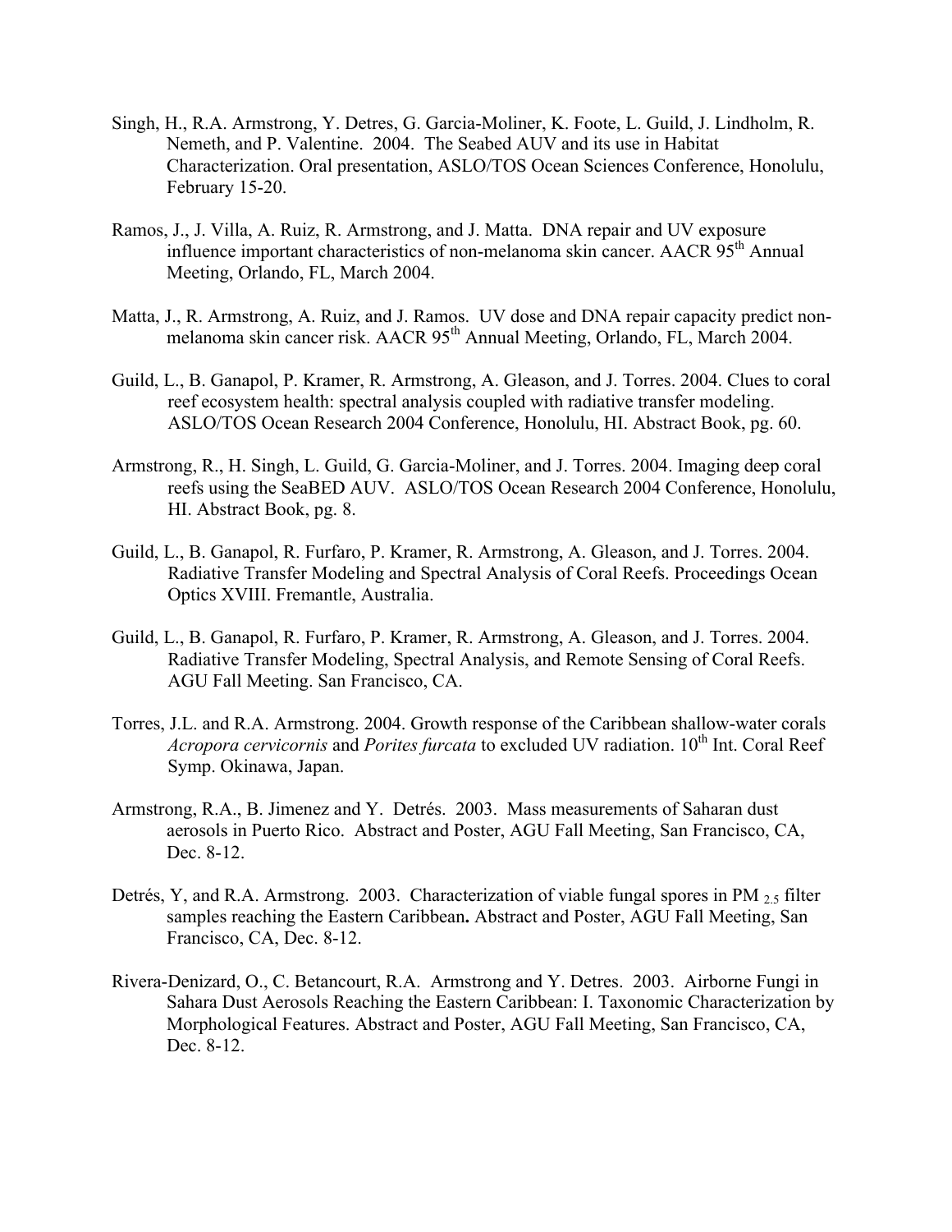Singh, H., R.A. Armstrong, Y. Detres, G. Garcia-Moliner, K. Foote, L. Guild, J. Lindholm, R. Nemeth, and P. Valentine. 2004. The Seabed AUV and its use in Habitat Characterization. Oral presentation, ASLO/TOS Ocean Sciences Conference, Honolulu, February 15-20.

Ramos, J., J. Villa, A. Ruiz, R. Armstrong, and J. Matta. DNA repair and UV exposure influence important characteristics of non-melanoma skin cancer. AACR 95th Annual Meeting, Orlando, FL, March 2004.

Matta, J., R. Armstrong, A. Ruiz, and J. Ramos. UV dose and DNA repair capacity predict non-melanoma skin cancer risk. AACR 95th Annual Meeting, Orlando, FL, March 2004.

Guild, L., B. Ganapol, P. Kramer, R. Armstrong, A. Gleason, and J. Torres. 2004. Clues to coral reef ecosystem health: spectral analysis coupled with radiative transfer modeling. ASLO/TOS Ocean Research 2004 Conference, Honolulu, HI. Abstract Book, pg. 60.

Armstrong, R., H. Singh, L. Guild, G. Garcia-Moliner, and J. Torres. 2004. Imaging deep coral reefs using the SeaBED AUV. ASLO/TOS Ocean Research 2004 Conference, Honolulu, HI. Abstract Book, pg. 8.

Guild, L., B. Ganapol, R. Furfaro, P. Kramer, R. Armstrong, A. Gleason, and J. Torres. 2004. Radiative Transfer Modeling and Spectral Analysis of Coral Reefs. Proceedings Ocean Optics XVIII. Fremantle, Australia.

Guild, L., B. Ganapol, R. Furfaro, P. Kramer, R. Armstrong, A. Gleason, and J. Torres. 2004. Radiative Transfer Modeling, Spectral Analysis, and Remote Sensing of Coral Reefs. AGU Fall Meeting. San Francisco, CA.

Torres, J.L. and R.A. Armstrong. 2004. Growth response of the Caribbean shallow-water corals *Acropora cervicornis* and *Porites furcata* to excluded UV radiation. 10th Int. Coral Reef Symp. Okinawa, Japan.

Armstrong, R.A., B. Jimenez and Y. Detrés. 2003. Mass measurements of Saharan dust aerosols in Puerto Rico. Abstract and Poster, AGU Fall Meeting, San Francisco, CA, Dec. 8-12.

Detrés, Y, and R.A. Armstrong. 2003. Characterization of viable fungal spores in $PM_{2.5}$ filter samples reaching the Eastern Caribbean**.** Abstract and Poster, AGU Fall Meeting, San Francisco, CA, Dec. 8-12.

Rivera-Denizard, O., C. Betancourt, R.A. Armstrong and Y. Detres. 2003. Airborne Fungi in Sahara Dust Aerosols Reaching the Eastern Caribbean: I. Taxonomic Characterization by Morphological Features. Abstract and Poster, AGU Fall Meeting, San Francisco, CA, Dec. 8-12.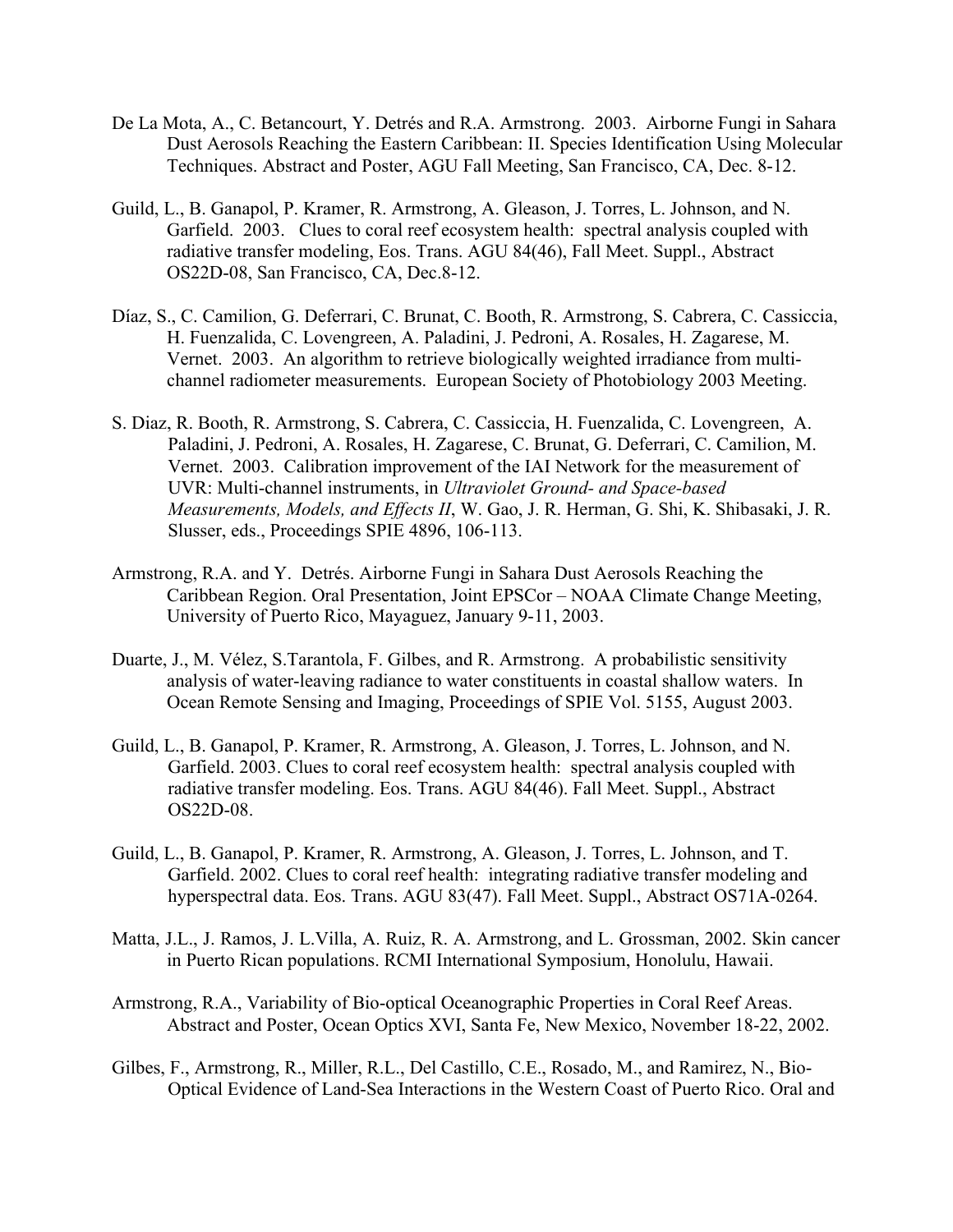De La Mota, A., C. Betancourt, Y. Detrés and R.A. Armstrong. 2003. Airborne Fungi in Sahara Dust Aerosols Reaching the Eastern Caribbean: II. Species Identification Using Molecular Techniques. Abstract and Poster, AGU Fall Meeting, San Francisco, CA, Dec. 8-12.

Guild, L., B. Ganapol, P. Kramer, R. Armstrong, A. Gleason, J. Torres, L. Johnson, and N. Garfield. 2003. Clues to coral reef ecosystem health: spectral analysis coupled with radiative transfer modeling, Eos. Trans. AGU 84(46), Fall Meet. Suppl., Abstract OS22D-08, San Francisco, CA, Dec.8-12.

Díaz, S., C. Camilion, G. Deferrari, C. Brunat, C. Booth, R. Armstrong, S. Cabrera, C. Cassiccia, H. Fuenzalida, C. Lovengreen, A. Paladini, J. Pedroni, A. Rosales, H. Zagarese, M. Vernet. 2003. An algorithm to retrieve biologically weighted irradiance from multi-channel radiometer measurements. European Society of Photobiology 2003 Meeting.

S. Diaz, R. Booth, R. Armstrong, S. Cabrera, C. Cassiccia, H. Fuenzalida, C. Lovengreen, A. Paladini, J. Pedroni, A. Rosales, H. Zagarese, C. Brunat, G. Deferrari, C. Camilion, M. Vernet. 2003. Calibration improvement of the IAI Network for the measurement of UVR: Multi-channel instruments, in *Ultraviolet Ground- and Space-based Measurements, Models, and Effects II*, W. Gao, J. R. Herman, G. Shi, K. Shibasaki, J. R. Slusser, eds., Proceedings SPIE 4896, 106-113.

Armstrong, R.A. and Y. Detrés. Airborne Fungi in Sahara Dust Aerosols Reaching the Caribbean Region. Oral Presentation, Joint EPSCor – NOAA Climate Change Meeting, University of Puerto Rico, Mayaguez, January 9-11, 2003.

Duarte, J., M. Vélez, S.Tarantola, F. Gilbes, and R. Armstrong. A probabilistic sensitivity analysis of water-leaving radiance to water constituents in coastal shallow waters. In Ocean Remote Sensing and Imaging, Proceedings of SPIE Vol. 5155, August 2003.

Guild, L., B. Ganapol, P. Kramer, R. Armstrong, A. Gleason, J. Torres, L. Johnson, and N. Garfield. 2003. Clues to coral reef ecosystem health: spectral analysis coupled with radiative transfer modeling. Eos. Trans. AGU 84(46). Fall Meet. Suppl., Abstract OS22D-08.

Guild, L., B. Ganapol, P. Kramer, R. Armstrong, A. Gleason, J. Torres, L. Johnson, and T. Garfield. 2002. Clues to coral reef health: integrating radiative transfer modeling and hyperspectral data. Eos. Trans. AGU 83(47). Fall Meet. Suppl., Abstract OS71A-0264.

Matta, J.L., J. Ramos, J. L.Villa, A. Ruiz, R. A. Armstrong, and L. Grossman, 2002. Skin cancer in Puerto Rican populations. RCMI International Symposium, Honolulu, Hawaii.

Armstrong, R.A., Variability of Bio-optical Oceanographic Properties in Coral Reef Areas. Abstract and Poster, Ocean Optics XVI, Santa Fe, New Mexico, November 18-22, 2002.

Gilbes, F., Armstrong, R., Miller, R.L., Del Castillo, C.E., Rosado, M., and Ramirez, N., Bio-Optical Evidence of Land-Sea Interactions in the Western Coast of Puerto Rico. Oral and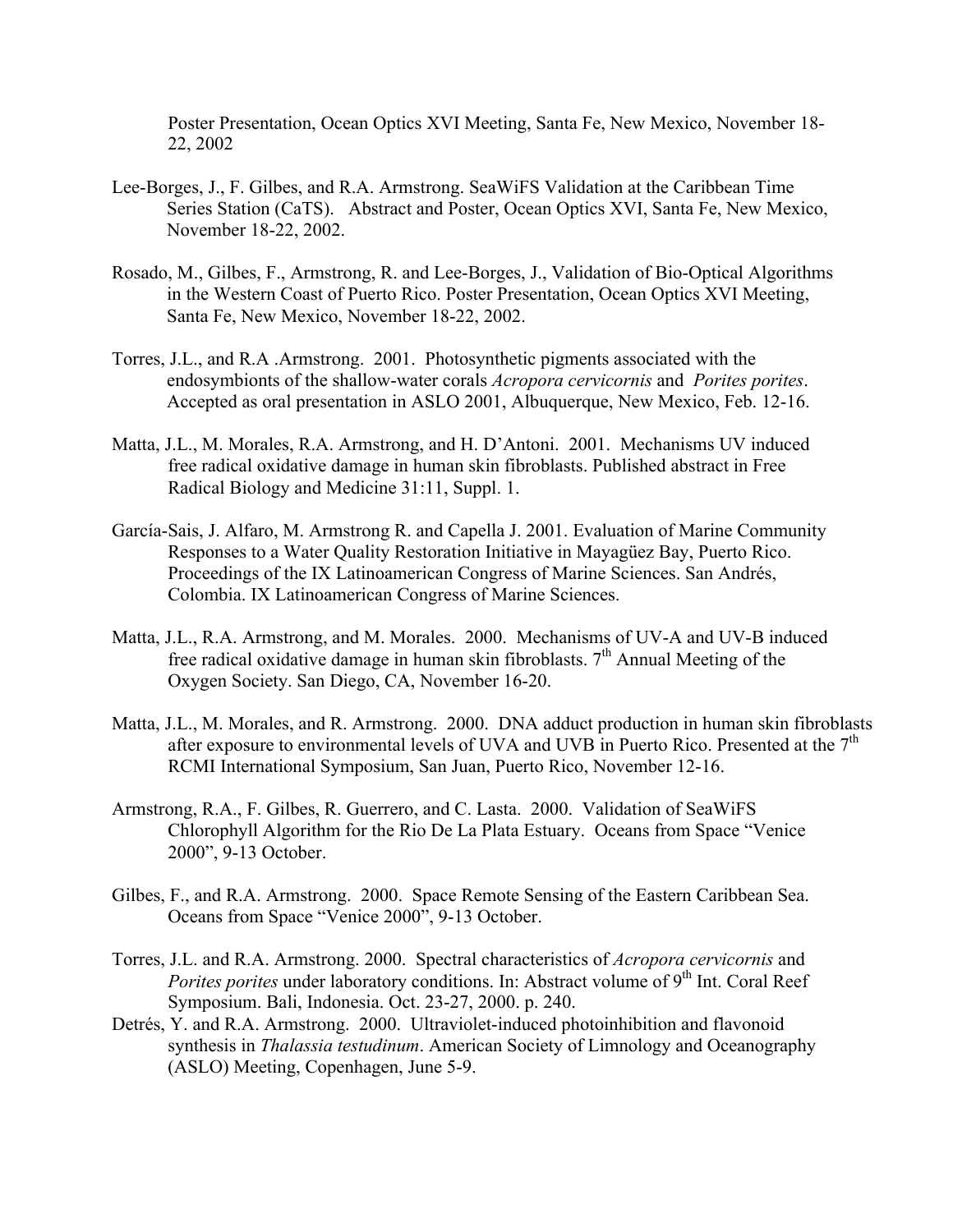Poster Presentation, Ocean Optics XVI Meeting, Santa Fe, New Mexico, November 18-22, 2002

Lee-Borges, J., F. Gilbes, and R.A. Armstrong. SeaWiFS Validation at the Caribbean Time Series Station (CaTS). Abstract and Poster, Ocean Optics XVI, Santa Fe, New Mexico, November 18-22, 2002.

Rosado, M., Gilbes, F., Armstrong, R. and Lee-Borges, J., Validation of Bio-Optical Algorithms in the Western Coast of Puerto Rico. Poster Presentation, Ocean Optics XVI Meeting, Santa Fe, New Mexico, November 18-22, 2002.

Torres, J.L., and R.A .Armstrong. 2001. Photosynthetic pigments associated with the endosymbionts of the shallow-water corals *Acropora cervicornis* and *Porites porites*. Accepted as oral presentation in ASLO 2001, Albuquerque, New Mexico, Feb. 12-16.

Matta, J.L., M. Morales, R.A. Armstrong, and H. D'Antoni. 2001. Mechanisms UV induced free radical oxidative damage in human skin fibroblasts. Published abstract in Free Radical Biology and Medicine 31:11, Suppl. 1.

García-Sais, J. Alfaro, M. Armstrong R. and Capella J. 2001. Evaluation of Marine Community Responses to a Water Quality Restoration Initiative in Mayagüez Bay, Puerto Rico. Proceedings of the IX Latinoamerican Congress of Marine Sciences. San Andrés, Colombia. IX Latinoamerican Congress of Marine Sciences.

Matta, J.L., R.A. Armstrong, and M. Morales. 2000. Mechanisms of UV-A and UV-B induced free radical oxidative damage in human skin fibroblasts. 7th Annual Meeting of the Oxygen Society. San Diego, CA, November 16-20.

Matta, J.L., M. Morales, and R. Armstrong. 2000. DNA adduct production in human skin fibroblasts after exposure to environmental levels of UVA and UVB in Puerto Rico. Presented at the 7th RCMI International Symposium, San Juan, Puerto Rico, November 12-16.

Armstrong, R.A., F. Gilbes, R. Guerrero, and C. Lasta. 2000. Validation of SeaWiFS Chlorophyll Algorithm for the Rio De La Plata Estuary. Oceans from Space "Venice 2000", 9-13 October.

Gilbes, F., and R.A. Armstrong. 2000. Space Remote Sensing of the Eastern Caribbean Sea. Oceans from Space "Venice 2000", 9-13 October.

Torres, J.L. and R.A. Armstrong. 2000. Spectral characteristics of *Acropora cervicornis* and *Porites porites* under laboratory conditions. In: Abstract volume of 9th Int. Coral Reef Symposium. Bali, Indonesia. Oct. 23-27, 2000. p. 240.

Detrés, Y. and R.A. Armstrong. 2000. Ultraviolet-induced photoinhibition and flavonoid synthesis in *Thalassia testudinum*. American Society of Limnology and Oceanography (ASLO) Meeting, Copenhagen, June 5-9.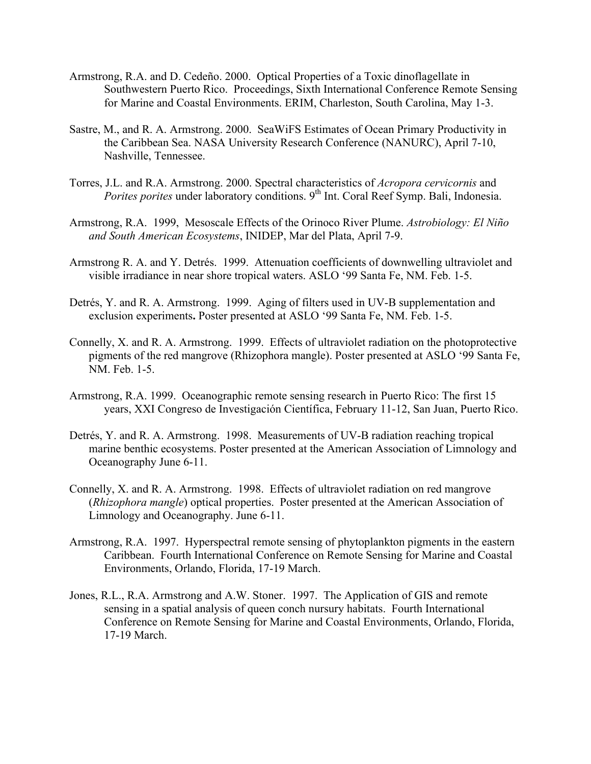Armstrong, R.A. and D. Cedeño. 2000. Optical Properties of a Toxic dinoflagellate in Southwestern Puerto Rico. Proceedings, Sixth International Conference Remote Sensing for Marine and Coastal Environments. ERIM, Charleston, South Carolina, May 1-3.

Sastre, M., and R. A. Armstrong. 2000. SeaWiFS Estimates of Ocean Primary Productivity in the Caribbean Sea. NASA University Research Conference (NANURC), April 7-10, Nashville, Tennessee.

Torres, J.L. and R.A. Armstrong. 2000. Spectral characteristics of *Acropora cervicornis* and *Porites porites* under laboratory conditions. 9th Int. Coral Reef Symp. Bali, Indonesia.

Armstrong, R.A. 1999, Mesoscale Effects of the Orinoco River Plume. *Astrobiology: El Niño and South American Ecosystems*, INIDEP, Mar del Plata, April 7-9.

Armstrong R. A. and Y. Detrés. 1999. Attenuation coefficients of downwelling ultraviolet and visible irradiance in near shore tropical waters. ASLO '99 Santa Fe, NM. Feb. 1-5.

Detrés, Y. and R. A. Armstrong. 1999. Aging of filters used in UV-B supplementation and exclusion experiments**.** Poster presented at ASLO '99 Santa Fe, NM. Feb. 1-5.

Connelly, X. and R. A. Armstrong. 1999. Effects of ultraviolet radiation on the photoprotective pigments of the red mangrove (Rhizophora mangle). Poster presented at ASLO '99 Santa Fe, NM. Feb. 1-5.

Armstrong, R.A. 1999. Oceanographic remote sensing research in Puerto Rico: The first 15 years, XXI Congreso de Investigación Científica, February 11-12, San Juan, Puerto Rico.

Detrés, Y. and R. A. Armstrong. 1998. Measurements of UV-B radiation reaching tropical marine benthic ecosystems. Poster presented at the American Association of Limnology and Oceanography June 6-11.

Connelly, X. and R. A. Armstrong. 1998. Effects of ultraviolet radiation on red mangrove (*Rhizophora mangle*) optical properties. Poster presented at the American Association of Limnology and Oceanography. June 6-11.

Armstrong, R.A. 1997. Hyperspectral remote sensing of phytoplankton pigments in the eastern Caribbean. Fourth International Conference on Remote Sensing for Marine and Coastal Environments, Orlando, Florida, 17-19 March.

Jones, R.L., R.A. Armstrong and A.W. Stoner. 1997. The Application of GIS and remote sensing in a spatial analysis of queen conch nursury habitats. Fourth International Conference on Remote Sensing for Marine and Coastal Environments, Orlando, Florida, 17-19 March.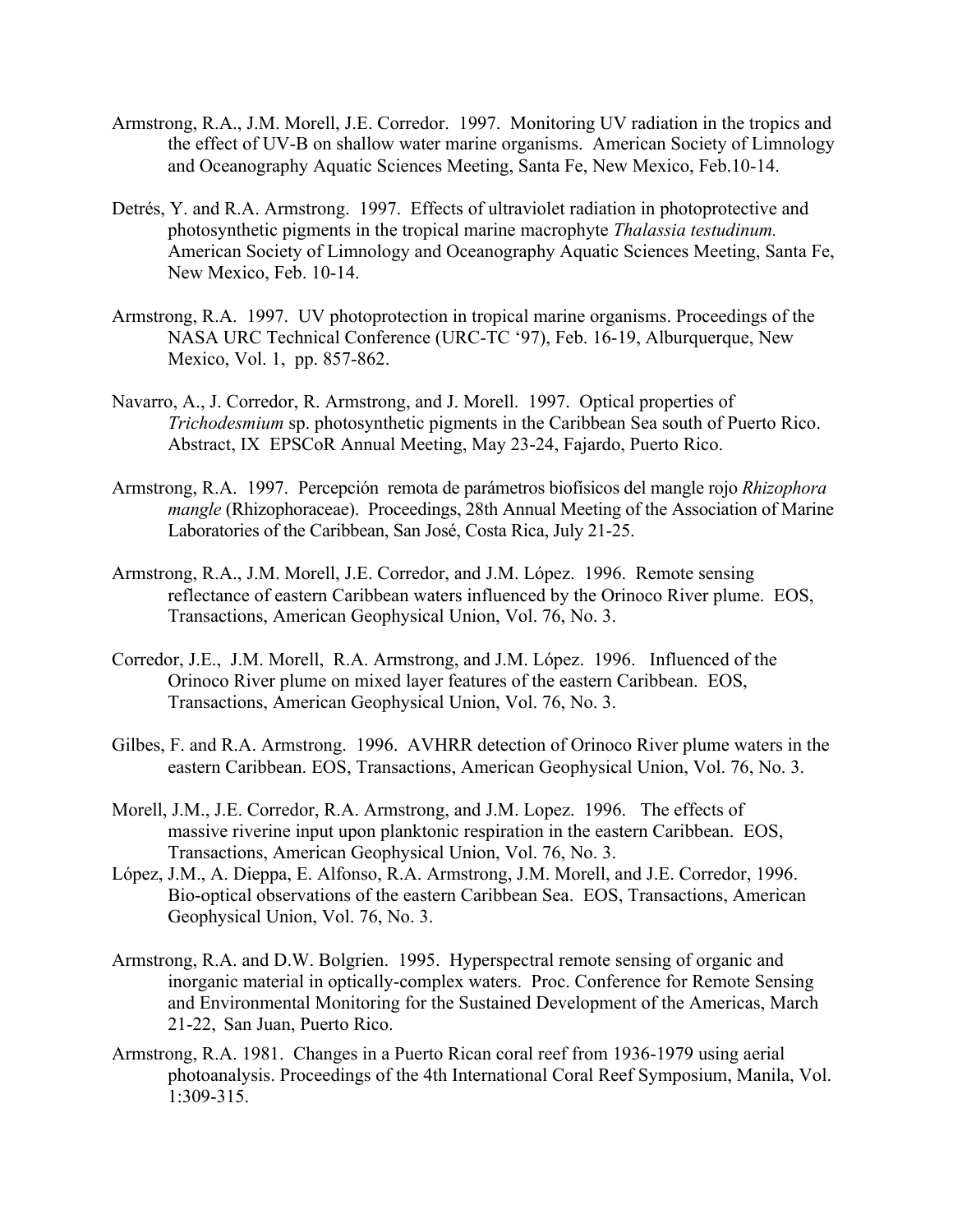Armstrong, R.A., J.M. Morell, J.E. Corredor. 1997. Monitoring UV radiation in the tropics and the effect of UV-B on shallow water marine organisms. American Society of Limnology and Oceanography Aquatic Sciences Meeting, Santa Fe, New Mexico, Feb.10-14.

Detrés, Y. and R.A. Armstrong. 1997. Effects of ultraviolet radiation in photoprotective and photosynthetic pigments in the tropical marine macrophyte *Thalassia testudinum.* American Society of Limnology and Oceanography Aquatic Sciences Meeting, Santa Fe, New Mexico, Feb. 10-14.

Armstrong, R.A. 1997. UV photoprotection in tropical marine organisms. Proceedings of the NASA URC Technical Conference (URC-TC '97), Feb. 16-19, Alburquerque, New Mexico, Vol. 1, pp. 857-862.

Navarro, A., J. Corredor, R. Armstrong, and J. Morell. 1997. Optical properties of *Trichodesmium* sp. photosynthetic pigments in the Caribbean Sea south of Puerto Rico. Abstract, IX EPSCoR Annual Meeting, May 23-24, Fajardo, Puerto Rico.

Armstrong, R.A. 1997. Percepción remota de parámetros biofísicos del mangle rojo *Rhizophora mangle* (Rhizophoraceae). Proceedings, 28th Annual Meeting of the Association of Marine Laboratories of the Caribbean, San José, Costa Rica, July 21-25.

Armstrong, R.A., J.M. Morell, J.E. Corredor, and J.M. López. 1996. Remote sensing reflectance of eastern Caribbean waters influenced by the Orinoco River plume. EOS, Transactions, American Geophysical Union, Vol. 76, No. 3.

Corredor, J.E., J.M. Morell, R.A. Armstrong, and J.M. López. 1996. Influenced of the Orinoco River plume on mixed layer features of the eastern Caribbean. EOS, Transactions, American Geophysical Union, Vol. 76, No. 3.

Gilbes, F. and R.A. Armstrong. 1996. AVHRR detection of Orinoco River plume waters in the eastern Caribbean. EOS, Transactions, American Geophysical Union, Vol. 76, No. 3.

Morell, J.M., J.E. Corredor, R.A. Armstrong, and J.M. Lopez. 1996. The effects of massive riverine input upon planktonic respiration in the eastern Caribbean. EOS, Transactions, American Geophysical Union, Vol. 76, No. 3.

López, J.M., A. Dieppa, E. Alfonso, R.A. Armstrong, J.M. Morell, and J.E. Corredor, 1996. Bio-optical observations of the eastern Caribbean Sea. EOS, Transactions, American Geophysical Union, Vol. 76, No. 3.

Armstrong, R.A. and D.W. Bolgrien. 1995. Hyperspectral remote sensing of organic and inorganic material in optically-complex waters. Proc. Conference for Remote Sensing and Environmental Monitoring for the Sustained Development of the Americas, March 21-22, San Juan, Puerto Rico.

Armstrong, R.A. 1981. Changes in a Puerto Rican coral reef from 1936-1979 using aerial photoanalysis. Proceedings of the 4th International Coral Reef Symposium, Manila, Vol. 1:309-315.